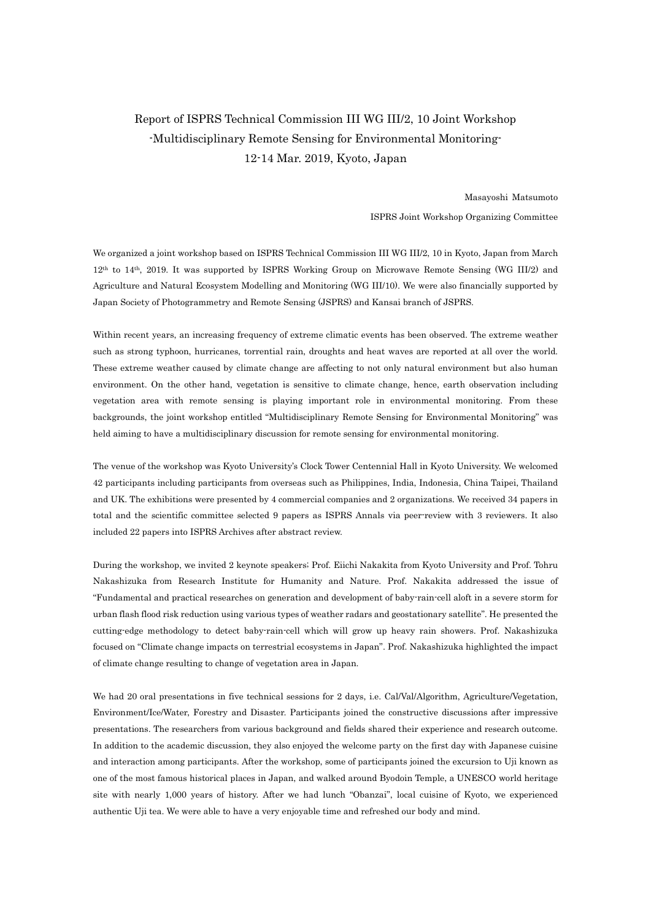# Report of ISPRS Technical Commission III WG III/2, 10 Joint Workshop -Multidisciplinary Remote Sensing for Environmental Monitoring- 12-14 Mar. 2019, Kyoto, Japan

Masayoshi Matsumoto

ISPRS Joint Workshop Organizing Committee

We organized a joint workshop based on ISPRS Technical Commission III WG III/2, 10 in Kyoto, Japan from March 12th to 14th, 2019. It was supported by ISPRS Working Group on Microwave Remote Sensing (WG III/2) and Agriculture and Natural Ecosystem Modelling and Monitoring (WG III/10). We were also financially supported by Japan Society of Photogrammetry and Remote Sensing (JSPRS) and Kansai branch of JSPRS.

Within recent years, an increasing frequency of extreme climatic events has been observed. The extreme weather such as strong typhoon, hurricanes, torrential rain, droughts and heat waves are reported at all over the world. These extreme weather caused by climate change are affecting to not only natural environment but also human environment. On the other hand, vegetation is sensitive to climate change, hence, earth observation including vegetation area with remote sensing is playing important role in environmental monitoring. From these backgrounds, the joint workshop entitled "Multidisciplinary Remote Sensing for Environmental Monitoring" was held aiming to have a multidisciplinary discussion for remote sensing for environmental monitoring.

The venue of the workshop was Kyoto University's Clock Tower Centennial Hall in Kyoto University. We welcomed 42 participants including participants from overseas such as Philippines, India, Indonesia, China Taipei, Thailand and UK. The exhibitions were presented by 4 commercial companies and 2 organizations. We received 34 papers in total and the scientific committee selected 9 papers as ISPRS Annals via peer-review with 3 reviewers. It also included 22 papers into ISPRS Archives after abstract review.

During the workshop, we invited 2 keynote speakers; Prof. Eiichi Nakakita from Kyoto University and Prof. Tohru Nakashizuka from Research Institute for Humanity and Nature. Prof. Nakakita addressed the issue of "Fundamental and practical researches on generation and development of baby-rain-cell aloft in a severe storm for urban flash flood risk reduction using various types of weather radars and geostationary satellite". He presented the cutting-edge methodology to detect baby-rain-cell which will grow up heavy rain showers. Prof. Nakashizuka focused on "Climate change impacts on terrestrial ecosystems in Japan". Prof. Nakashizuka highlighted the impact of climate change resulting to change of vegetation area in Japan.

We had 20 oral presentations in five technical sessions for 2 days, i.e. Cal/Val/Algorithm, Agriculture/Vegetation, Environment/Ice/Water, Forestry and Disaster. Participants joined the constructive discussions after impressive presentations. The researchers from various background and fields shared their experience and research outcome. In addition to the academic discussion, they also enjoyed the welcome party on the first day with Japanese cuisine and interaction among participants. After the workshop, some of participants joined the excursion to Uji known as one of the most famous historical places in Japan, and walked around Byodoin Temple, a UNESCO world heritage site with nearly 1,000 years of history. After we had lunch "Obanzai", local cuisine of Kyoto, we experienced authentic Uji tea. We were able to have a very enjoyable time and refreshed our body and mind.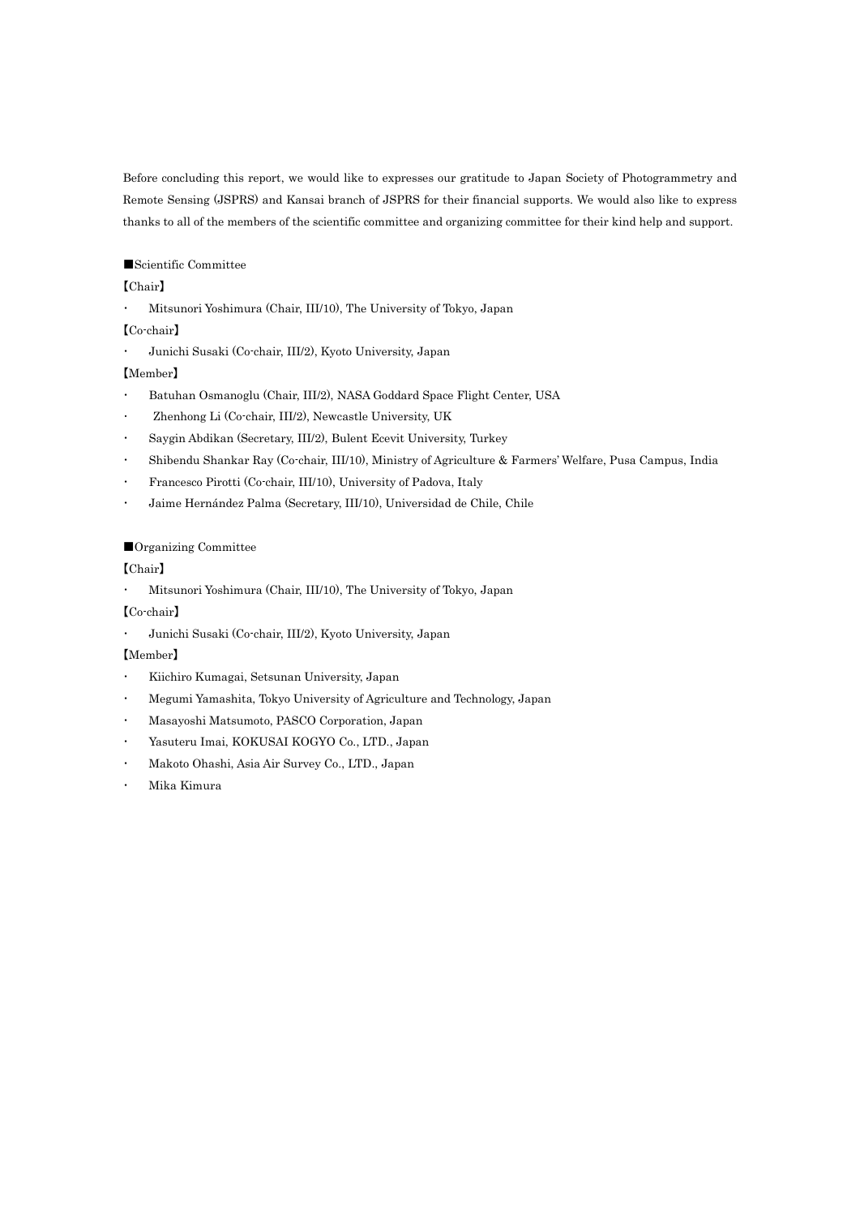Before concluding this report, we would like to expresses our gratitude to Japan Society of Photogrammetry and Remote Sensing (JSPRS) and Kansai branch of JSPRS for their financial supports. We would also like to express thanks to all of the members of the scientific committee and organizing committee for their kind help and support.

■Scientific Committee

【Chair】

- Mitsunori Yoshimura (Chair, III/10), The University of Tokyo, Japan

【Co-chair】

- Junichi Susaki (Co-chair, III/2), Kyoto University, Japan

【Member】

- Batuhan Osmanoglu (Chair, III/2), NASA Goddard Space Flight Center, USA
- Zhenhong Li (Co-chair, III/2), Newcastle University, UK
- Saygin Abdikan (Secretary, III/2), Bulent Ecevit University, Turkey
- Shibendu Shankar Ray (Co-chair, III/10), Ministry of Agriculture & Farmers' Welfare, Pusa Campus, India
- Francesco Pirotti (Co-chair, III/10), University of Padova, Italy
- Jaime Hernández Palma (Secretary, III/10), Universidad de Chile, Chile

■Organizing Committee

【Chair】

- Mitsunori Yoshimura (Chair, III/10), The University of Tokyo, Japan

【Co-chair】

- Junichi Susaki (Co-chair, III/2), Kyoto University, Japan

【Member】

- Kiichiro Kumagai, Setsunan University, Japan
- Megumi Yamashita, Tokyo University of Agriculture and Technology, Japan
- Masayoshi Matsumoto, PASCO Corporation, Japan
- Yasuteru Imai, KOKUSAI KOGYO Co., LTD., Japan
- Makoto Ohashi, Asia Air Survey Co., LTD., Japan
- Mika Kimura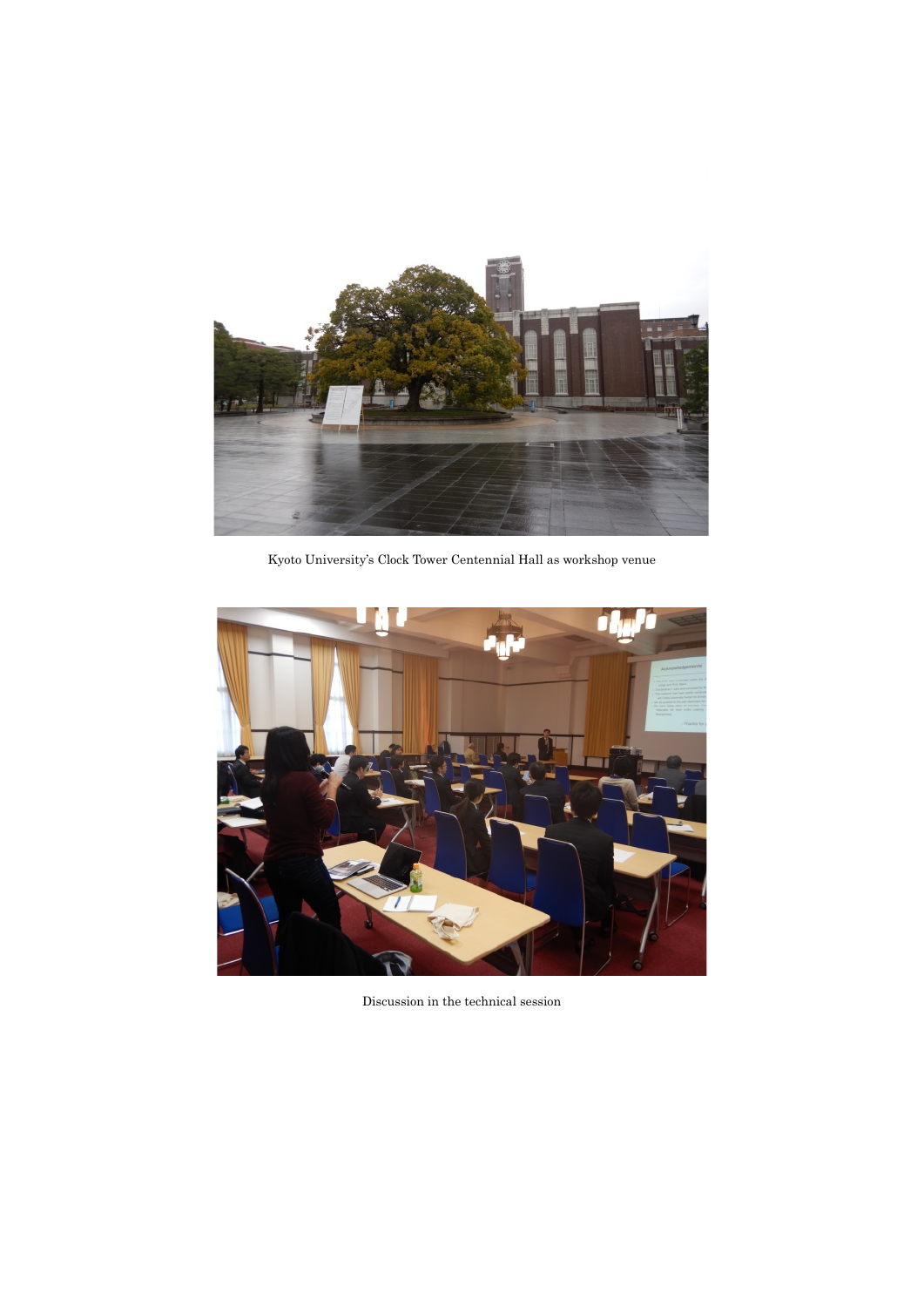Kyoto University's Clock Tower Centennial Hall as workshop venue

Discussion in the technical session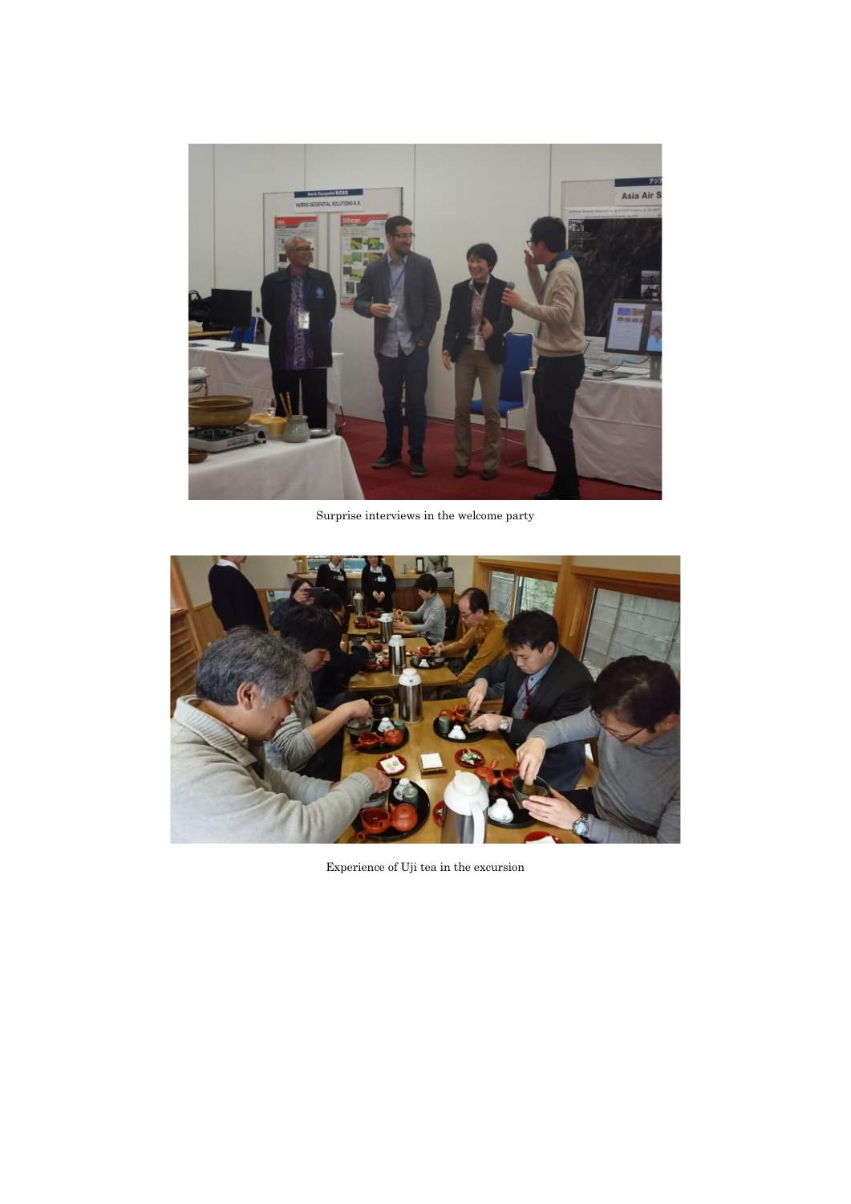Surprise interviews in the welcome party

Experience of Uji tea in the excursion